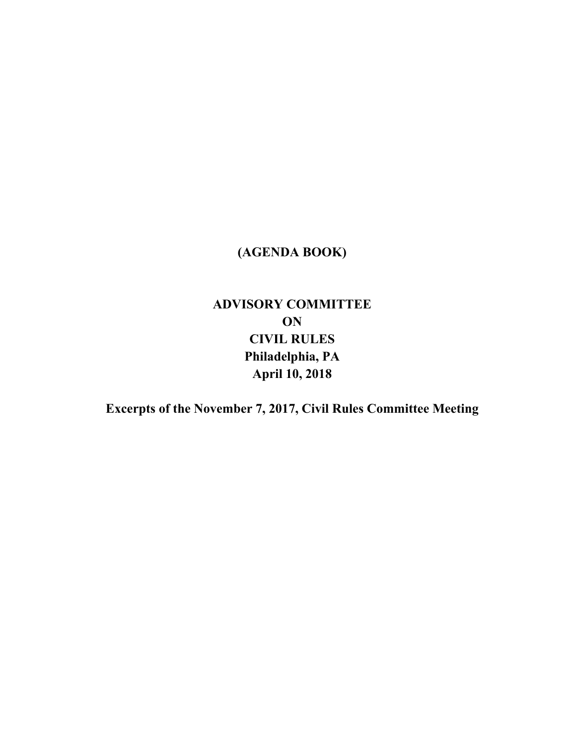**(AGENDA BOOK)**

**ADVISORY COMMITTEE**
**ON**
**CIVIL RULES**
**Philadelphia, PA**
**April 10, 2018**

**Excerpts of the November 7, 2017, Civil Rules Committee Meeting**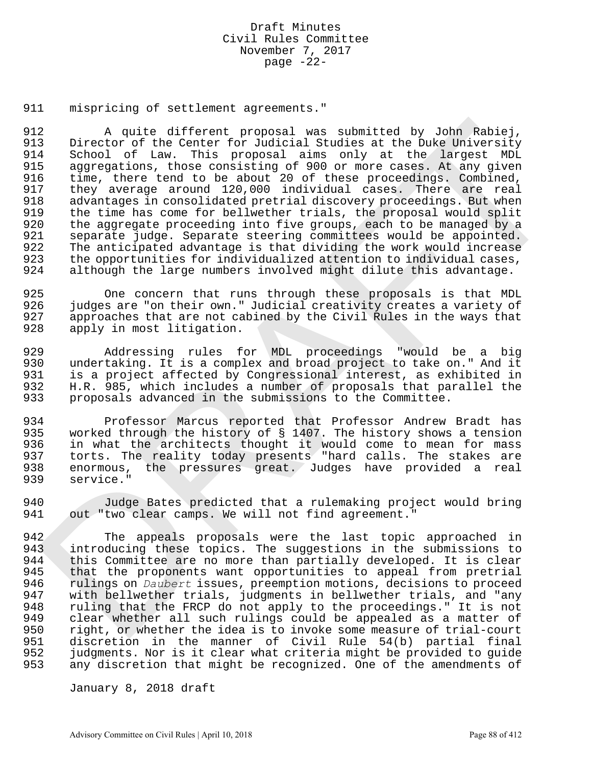mispricing of settlement agreements."

A quite different proposal was submitted by John Rabiej, Director of the Center for Judicial Studies at the Duke University School of Law. This proposal aims only at the largest MDL aggregations, those consisting of 900 or more cases. At any given time, there tend to be about 20 of these proceedings. Combined, they average around 120,000 individual cases. There are real advantages in consolidated pretrial discovery proceedings. But when the time has come for bellwether trials, the proposal would split the aggregate proceeding into five groups, each to be managed by a separate judge. Separate steering committees would be appointed. The anticipated advantage is that dividing the work would increase the opportunities for individualized attention to individual cases, although the large numbers involved might dilute this advantage.

One concern that runs through these proposals is that MDL judges are "on their own." Judicial creativity creates a variety of approaches that are not cabined by the Civil Rules in the ways that apply in most litigation.

Addressing rules for MDL proceedings "would be a big undertaking. It is a complex and broad project to take on." And it is a project affected by Congressional interest, as exhibited in H.R. 985, which includes a number of proposals that parallel the proposals advanced in the submissions to the Committee.

Professor Marcus reported that Professor Andrew Bradt has worked through the history of § 1407. The history shows a tension in what the architects thought it would come to mean for mass torts. The reality today presents "hard calls. The stakes are enormous, the pressures great. Judges have provided a real service."

Judge Bates predicted that a rulemaking project would bring out "two clear camps. We will not find agreement."

The appeals proposals were the last topic approached in introducing these topics. The suggestions in the submissions to this Committee are no more than partially developed. It is clear that the proponents want opportunities to appeal from pretrial rulings on *Daubert* issues, preemption motions, decisions to proceed with bellwether trials, judgments in bellwether trials, and "any ruling that the FRCP do not apply to the proceedings." It is not clear whether all such rulings could be appealed as a matter of right, or whether the idea is to invoke some measure of trial-court discretion in the manner of Civil Rule 54(b) partial final judgments. Nor is it clear what criteria might be provided to guide any discretion that might be recognized. One of the amendments of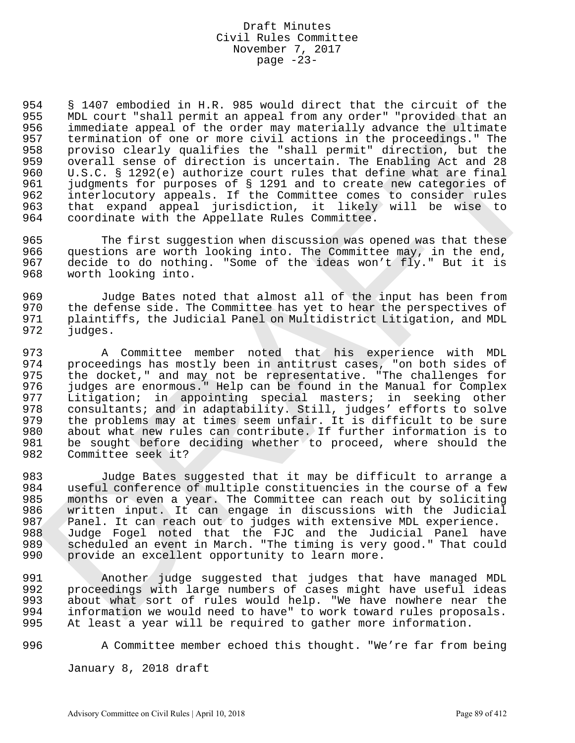§ 1407 embodied in H.R. 985 would direct that the circuit of the MDL court "shall permit an appeal from any order" "provided that an immediate appeal of the order may materially advance the ultimate termination of one or more civil actions in the proceedings." The proviso clearly qualifies the "shall permit" direction, but the overall sense of direction is uncertain. The Enabling Act and 28 U.S.C. § 1292(e) authorize court rules that define what are final judgments for purposes of § 1291 and to create new categories of interlocutory appeals. If the Committee comes to consider rules that expand appeal jurisdiction, it likely will be wise to coordinate with the Appellate Rules Committee.

The first suggestion when discussion was opened was that these questions are worth looking into. The Committee may, in the end, decide to do nothing. "Some of the ideas won't fly." But it is worth looking into.

Judge Bates noted that almost all of the input has been from the defense side. The Committee has yet to hear the perspectives of plaintiffs, the Judicial Panel on Multidistrict Litigation, and MDL judges.

A Committee member noted that his experience with MDL proceedings has mostly been in antitrust cases, "on both sides of the docket," and may not be representative. "The challenges for judges are enormous." Help can be found in the Manual for Complex Litigation; in appointing special masters; in seeking other consultants; and in adaptability. Still, judges' efforts to solve the problems may at times seem unfair. It is difficult to be sure about what new rules can contribute. If further information is to be sought before deciding whether to proceed, where should the Committee seek it?

Judge Bates suggested that it may be difficult to arrange a useful conference of multiple constituencies in the course of a few months or even a year. The Committee can reach out by soliciting written input. It can engage in discussions with the Judicial Panel. It can reach out to judges with extensive MDL experience. Judge Fogel noted that the FJC and the Judicial Panel have scheduled an event in March. "The timing is very good." That could provide an excellent opportunity to learn more.

Another judge suggested that judges that have managed MDL proceedings with large numbers of cases might have useful ideas about what sort of rules would help. "We have nowhere near the information we would need to have" to work toward rules proposals. At least a year will be required to gather more information.

A Committee member echoed this thought. "We're far from being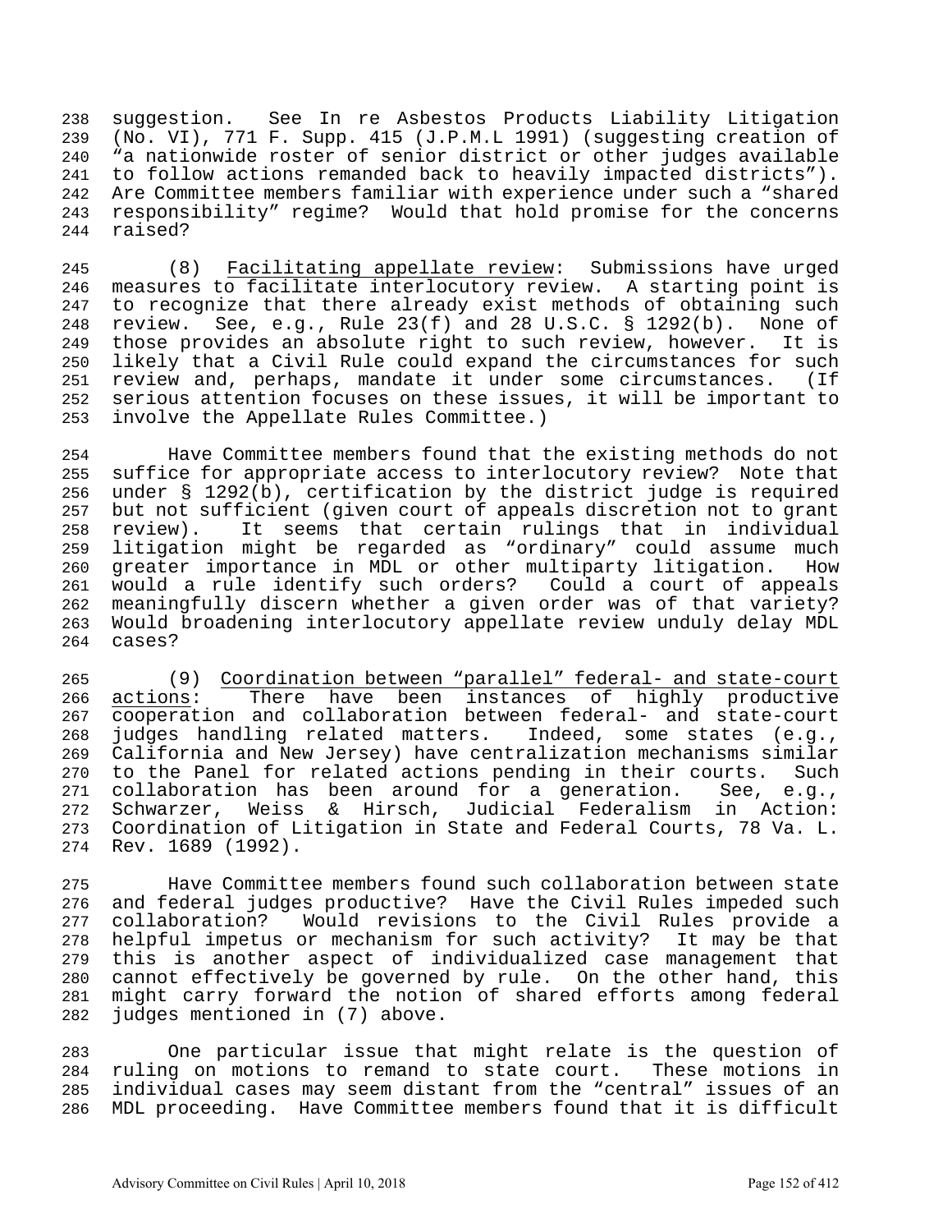suggestion. See In re Asbestos Products Liability Litigation (No. VI), 771 F. Supp. 415 (J.P.M.L 1991) (suggesting creation of "a nationwide roster of senior district or other judges available to follow actions remanded back to heavily impacted districts"). Are Committee members familiar with experience under such a "shared responsibility" regime? Would that hold promise for the concerns raised?

(8) Facilitating appellate review: Submissions have urged measures to facilitate interlocutory review. A starting point is to recognize that there already exist methods of obtaining such review. See, e.g., Rule 23(f) and 28 U.S.C. § 1292(b). None of those provides an absolute right to such review, however. It is likely that a Civil Rule could expand the circumstances for such review and, perhaps, mandate it under some circumstances. (If serious attention focuses on these issues, it will be important to involve the Appellate Rules Committee.)

Have Committee members found that the existing methods do not suffice for appropriate access to interlocutory review? Note that under § 1292(b), certification by the district judge is required but not sufficient (given court of appeals discretion not to grant review). It seems that certain rulings that in individual litigation might be regarded as "ordinary" could assume much greater importance in MDL or other multiparty litigation. How would a rule identify such orders? Could a court of appeals meaningfully discern whether a given order was of that variety? Would broadening interlocutory appellate review unduly delay MDL cases?

(9) Coordination between "parallel" federal- and state-court actions: There have been instances of highly productive cooperation and collaboration between federal- and state-court judges handling related matters. Indeed, some states (e.g., California and New Jersey) have centralization mechanisms similar to the Panel for related actions pending in their courts. Such collaboration has been around for a generation. See, e.g., Schwarzer, Weiss & Hirsch, Judicial Federalism in Action: Coordination of Litigation in State and Federal Courts, 78 Va. L. Rev. 1689 (1992).

Have Committee members found such collaboration between state and federal judges productive? Have the Civil Rules impeded such collaboration? Would revisions to the Civil Rules provide a helpful impetus or mechanism for such activity? It may be that this is another aspect of individualized case management that cannot effectively be governed by rule. On the other hand, this might carry forward the notion of shared efforts among federal judges mentioned in (7) above.

One particular issue that might relate is the question of ruling on motions to remand to state court. These motions in individual cases may seem distant from the "central" issues of an MDL proceeding. Have Committee members found that it is difficult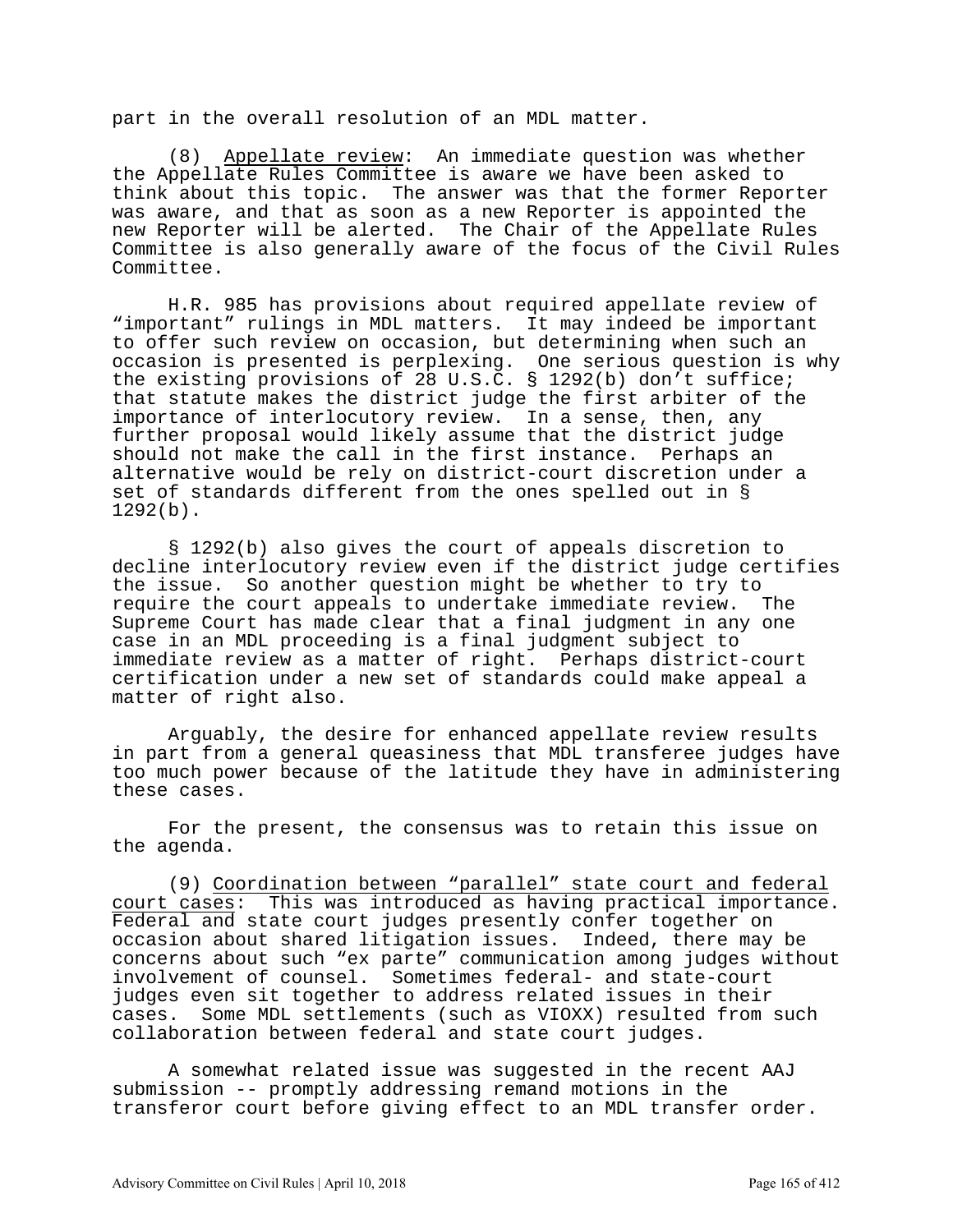part in the overall resolution of an MDL matter.

(8) Appellate review: An immediate question was whether the Appellate Rules Committee is aware we have been asked to think about this topic. The answer was that the former Reporter was aware, and that as soon as a new Reporter is appointed the new Reporter will be alerted. The Chair of the Appellate Rules Committee is also generally aware of the focus of the Civil Rules Committee.

H.R. 985 has provisions about required appellate review of "important" rulings in MDL matters. It may indeed be important to offer such review on occasion, but determining when such an occasion is presented is perplexing. One serious question is why the existing provisions of 28 U.S.C. § 1292(b) don't suffice; that statute makes the district judge the first arbiter of the importance of interlocutory review. In a sense, then, any further proposal would likely assume that the district judge should not make the call in the first instance. Perhaps an alternative would be rely on district-court discretion under a set of standards different from the ones spelled out in § 1292(b).

§ 1292(b) also gives the court of appeals discretion to decline interlocutory review even if the district judge certifies the issue. So another question might be whether to try to require the court appeals to undertake immediate review. The Supreme Court has made clear that a final judgment in any one case in an MDL proceeding is a final judgment subject to immediate review as a matter of right. Perhaps district-court certification under a new set of standards could make appeal a matter of right also.

Arguably, the desire for enhanced appellate review results in part from a general queasiness that MDL transferee judges have too much power because of the latitude they have in administering these cases.

For the present, the consensus was to retain this issue on the agenda.

(9) Coordination between "parallel" state court and federal court cases: This was introduced as having practical importance. Federal and state court judges presently confer together on occasion about shared litigation issues. Indeed, there may be concerns about such "ex parte" communication among judges without involvement of counsel. Sometimes federal- and state-court judges even sit together to address related issues in their cases. Some MDL settlements (such as VIOXX) resulted from such collaboration between federal and state court judges.

A somewhat related issue was suggested in the recent AAJ submission -- promptly addressing remand motions in the transferor court before giving effect to an MDL transfer order.